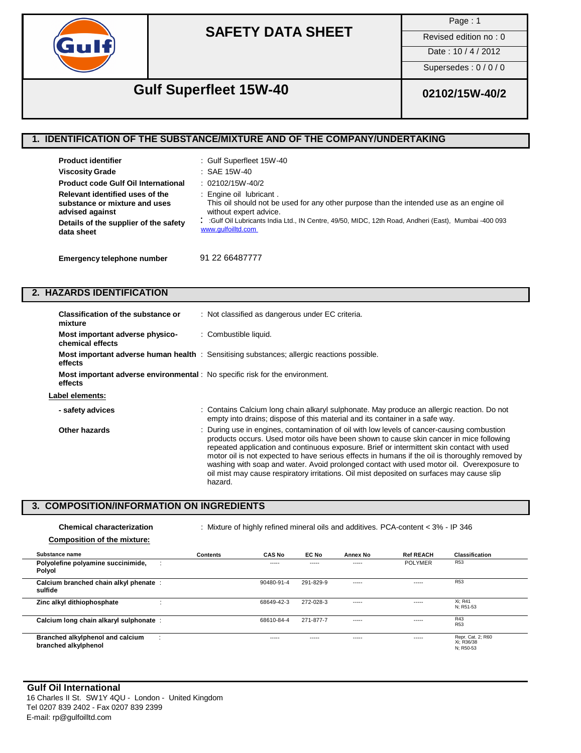# SAFETY DATA SHEET

| Page : 1 |
|---|
| Revised edition no : 0 |
| Date : 10 / 4 / 2012 |
| Supersedes : 0 / 0 / 0 |

## Gulf Superfleet 15W-40

**02102/15W-40/2**

## 1. IDENTIFICATION OF THE SUBSTANCE/MIXTURE AND OF THE COMPANY/UNDERTAKING

**Product identifier** : Gulf Superfleet 15W-40

**Viscosity Grade** : SAE 15W-40

**Product code Gulf Oil International** : 02102/15W-40/2

**Relevant identified uses of the substance or mixture and uses advised against** : Engine oil lubricant . This oil should not be used for any other purpose than the intended use as an engine oil without expert advice.

**Details of the supplier of the safety data sheet** : :Gulf Oil Lubricants India Ltd., IN Centre, 49/50, MIDC, 12th Road, Andheri (East), Mumbai -400 093 www.gulfoilltd.com

**Emergency telephone number** 91 22 66487777

## 2. HAZARDS IDENTIFICATION

**Classification of the substance or mixture** : Not classified as dangerous under EC criteria.

**Most important adverse physico-chemical effects** : Combustible liquid.

**Most important adverse human health effects** : Sensitising substances; allergic reactions possible.

**Most important adverse environmental effects** : No specific risk for the environment.

**Label elements:**

**- safety advices** : Contains Calcium long chain alkaryl sulphonate. May produce an allergic reaction. Do not empty into drains; dispose of this material and its container in a safe way.

**Other hazards** : During use in engines, contamination of oil with low levels of cancer-causing combustion products occurs. Used motor oils have been shown to cause skin cancer in mice following repeated application and continuous exposure. Brief or intermittent skin contact with used motor oil is not expected to have serious effects in humans if the oil is thoroughly removed by washing with soap and water. Avoid prolonged contact with used motor oil. Overexposure to oil mist may cause respiratory irritations. Oil mist deposited on surfaces may cause slip hazard.

## 3. COMPOSITION/INFORMATION ON INGREDIENTS

**Chemical characterization** : Mixture of highly refined mineral oils and additives. PCA-content < 3% - IP 346

**Composition of the mixture:**

| Substance name | Contents | CAS No | EC No | Annex No | Ref REACH | Classification |
|---|---|---|---|---|---|---|
| **Polyolefine polyamine succinimide, Polyol** | | ----- | ----- | ----- | POLYMER | R53 |
| **Calcium branched chain alkyl phenate sulfide** | | 90480-91-4 | 291-829-9 | ----- | ----- | R53 |
| **Zinc alkyl dithiophosphate** | | 68649-42-3 | 272-028-3 | ----- | ----- | Xi; R41<br>N; R51-53 |
| **Calcium long chain alkaryl sulphonate** | | 68610-84-4 | 271-877-7 | ----- | ----- | R43<br>R53 |
| **Branched alkylphenol and calcium branched alkylphenol** | | ----- | ----- | ----- | ----- | Repr. Cat. 2; R60<br>Xi; R36/38<br>N; R50-53 |

**Gulf Oil International**
16 Charles II St. SW1Y 4QU - London - United Kingdom
Tel 0207 839 2402 - Fax 0207 839 2399
E-mail: rp@gulfoilltd.com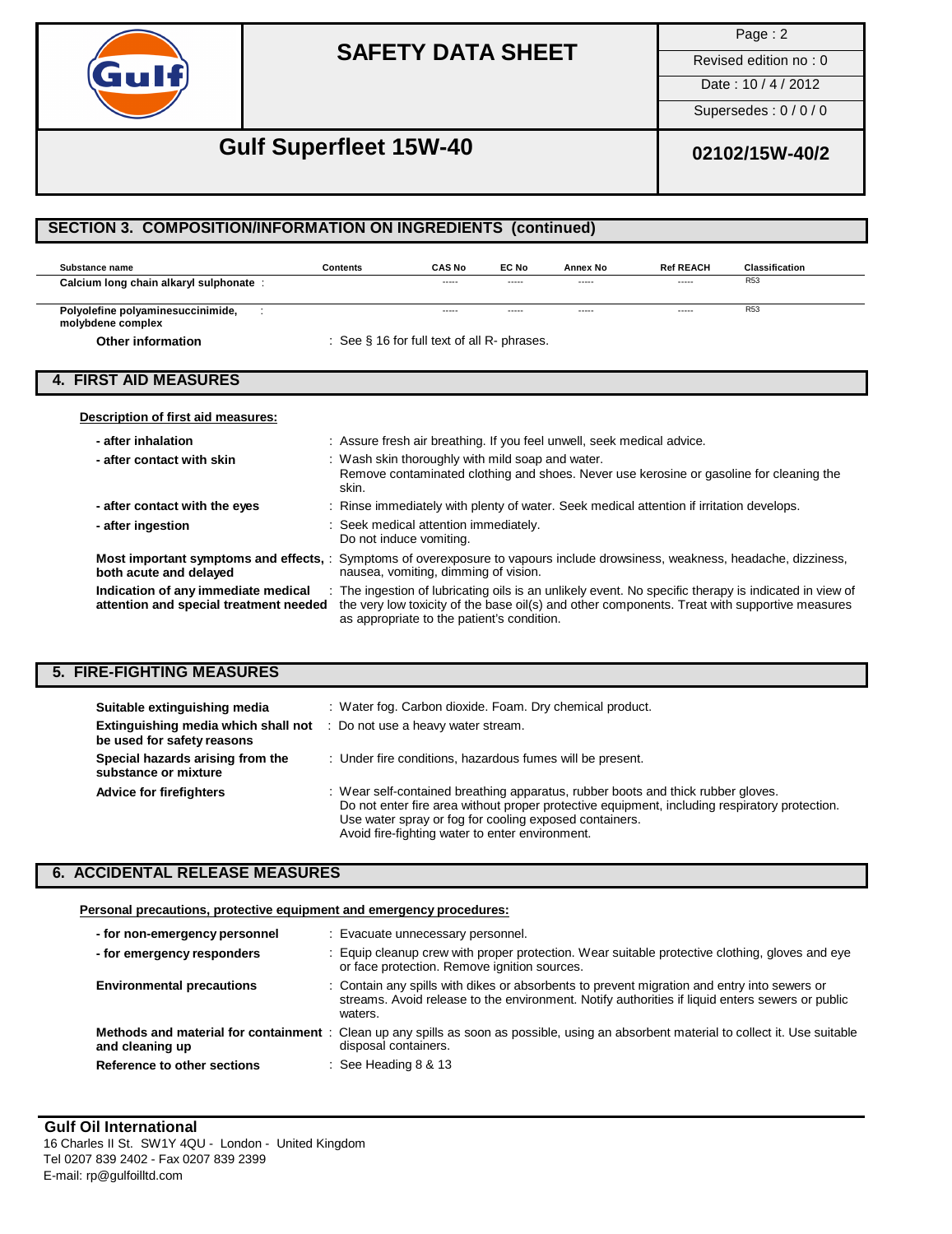## SECTION 3. COMPOSITION/INFORMATION ON INGREDIENTS (continued)

| Substance name | Contents | CAS No | EC No | Annex No | Ref REACH | Classification |
|---|---|---|---|---|---|---|
| Calcium long chain alkaryl sulphonate : | | ----- | ----- | ----- | ----- | R53 |
| Polyolefine polyaminesuccinimide, molybdene complex : | | ----- | ----- | ----- | ----- | R53 |

**Other information** : See § 16 for full text of all R- phrases.

## 4. FIRST AID MEASURES

**Description of first aid measures:**

**- after inhalation** : Assure fresh air breathing. If you feel unwell, seek medical advice.

**- after contact with skin** : Wash skin thoroughly with mild soap and water.
Remove contaminated clothing and shoes. Never use kerosine or gasoline for cleaning the skin.

**- after contact with the eyes** : Rinse immediately with plenty of water. Seek medical attention if irritation develops.

**- after ingestion** : Seek medical attention immediately.
Do not induce vomiting.

**Most important symptoms and effects, both acute and delayed** : Symptoms of overexposure to vapours include drowsiness, weakness, headache, dizziness, nausea, vomiting, dimming of vision.

**Indication of any immediate medical attention and special treatment needed** : The ingestion of lubricating oils is an unlikely event. No specific therapy is indicated in view of the very low toxicity of the base oil(s) and other components. Treat with supportive measures as appropriate to the patient's condition.

## 5. FIRE-FIGHTING MEASURES

**Suitable extinguishing media** : Water fog. Carbon dioxide. Foam. Dry chemical product.

**Extinguishing media which shall not be used for safety reasons** : Do not use a heavy water stream.

**Special hazards arising from the substance or mixture** : Under fire conditions, hazardous fumes will be present.

**Advice for firefighters** : Wear self-contained breathing apparatus, rubber boots and thick rubber gloves.
Do not enter fire area without proper protective equipment, including respiratory protection.
Use water spray or fog for cooling exposed containers.
Avoid fire-fighting water to enter environment.

## 6. ACCIDENTAL RELEASE MEASURES

**Personal precautions, protective equipment and emergency procedures:**

**- for non-emergency personnel** : Evacuate unnecessary personnel.

**- for emergency responders** : Equip cleanup crew with proper protection. Wear suitable protective clothing, gloves and eye or face protection. Remove ignition sources.

**Environmental precautions** : Contain any spills with dikes or absorbents to prevent migration and entry into sewers or streams. Avoid release to the environment. Notify authorities if liquid enters sewers or public waters.

**Methods and material for containment and cleaning up** : Clean up any spills as soon as possible, using an absorbent material to collect it. Use suitable disposal containers.

**Reference to other sections** : See Heading 8 & 13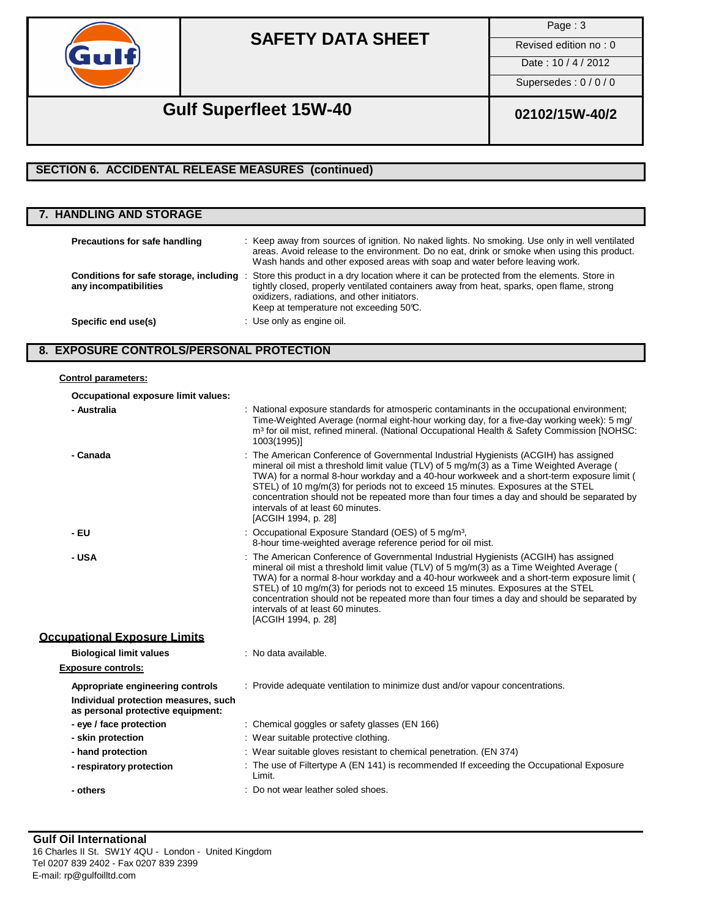## SECTION 6. ACCIDENTAL RELEASE MEASURES (continued)

## 7. HANDLING AND STORAGE

**Precautions for safe handling** : Keep away from sources of ignition. No naked lights. No smoking. Use only in well ventilated areas. Avoid release to the environment. Do no eat, drink or smoke when using this product. Wash hands and other exposed areas with soap and water before leaving work.

**Conditions for safe storage, including any incompatibilities** : Store this product in a dry location where it can be protected from the elements. Store in tightly closed, properly ventilated containers away from heat, sparks, open flame, strong oxidizers, radiations, and other initiators.
Keep at temperature not exceeding 50℃.

**Specific end use(s)** : Use only as engine oil.

## 8. EXPOSURE CONTROLS/PERSONAL PROTECTION

**Control parameters:**

**Occupational exposure limit values:**

**- Australia** : National exposure standards for atmosperic contaminants in the occupational environment; Time-Weighted Average (normal eight-hour working day, for a five-day working week): 5 mg/m³ for oil mist, refined mineral. (National Occupational Health & Safety Commission [NOHSC: 1003(1995)]

**- Canada** : The American Conference of Governmental Industrial Hygienists (ACGIH) has assigned mineral oil mist a threshold limit value (TLV) of 5 mg/m(3) as a Time Weighted Average ( TWA) for a normal 8-hour workday and a 40-hour workweek and a short-term exposure limit ( STEL) of 10 mg/m(3) for periods not to exceed 15 minutes. Exposures at the STEL concentration should not be repeated more than four times a day and should be separated by intervals of at least 60 minutes.
[ACGIH 1994, p. 28]

**- EU** : Occupational Exposure Standard (OES) of 5 mg/m³,
8-hour time-weighted average reference period for oil mist.

**- USA** : The American Conference of Governmental Industrial Hygienists (ACGIH) has assigned mineral oil mist a threshold limit value (TLV) of 5 mg/m(3) as a Time Weighted Average ( TWA) for a normal 8-hour workday and a 40-hour workweek and a short-term exposure limit ( STEL) of 10 mg/m(3) for periods not to exceed 15 minutes. Exposures at the STEL concentration should not be repeated more than four times a day and should be separated by intervals of at least 60 minutes.
[ACGIH 1994, p. 28]

**Occupational Exposure Limits**

**Biological limit values** : No data available.

**Exposure controls:**

**Appropriate engineering controls** : Provide adequate ventilation to minimize dust and/or vapour concentrations.

**Individual protection measures, such as personal protective equipment:**

**- eye / face protection** : Chemical goggles or safety glasses (EN 166)

**- skin protection** : Wear suitable protective clothing.

**- hand protection** : Wear suitable gloves resistant to chemical penetration. (EN 374)

**- respiratory protection** : The use of Filtertype A (EN 141) is recommended If exceeding the Occupational Exposure Limit.

**- others** : Do not wear leather soled shoes.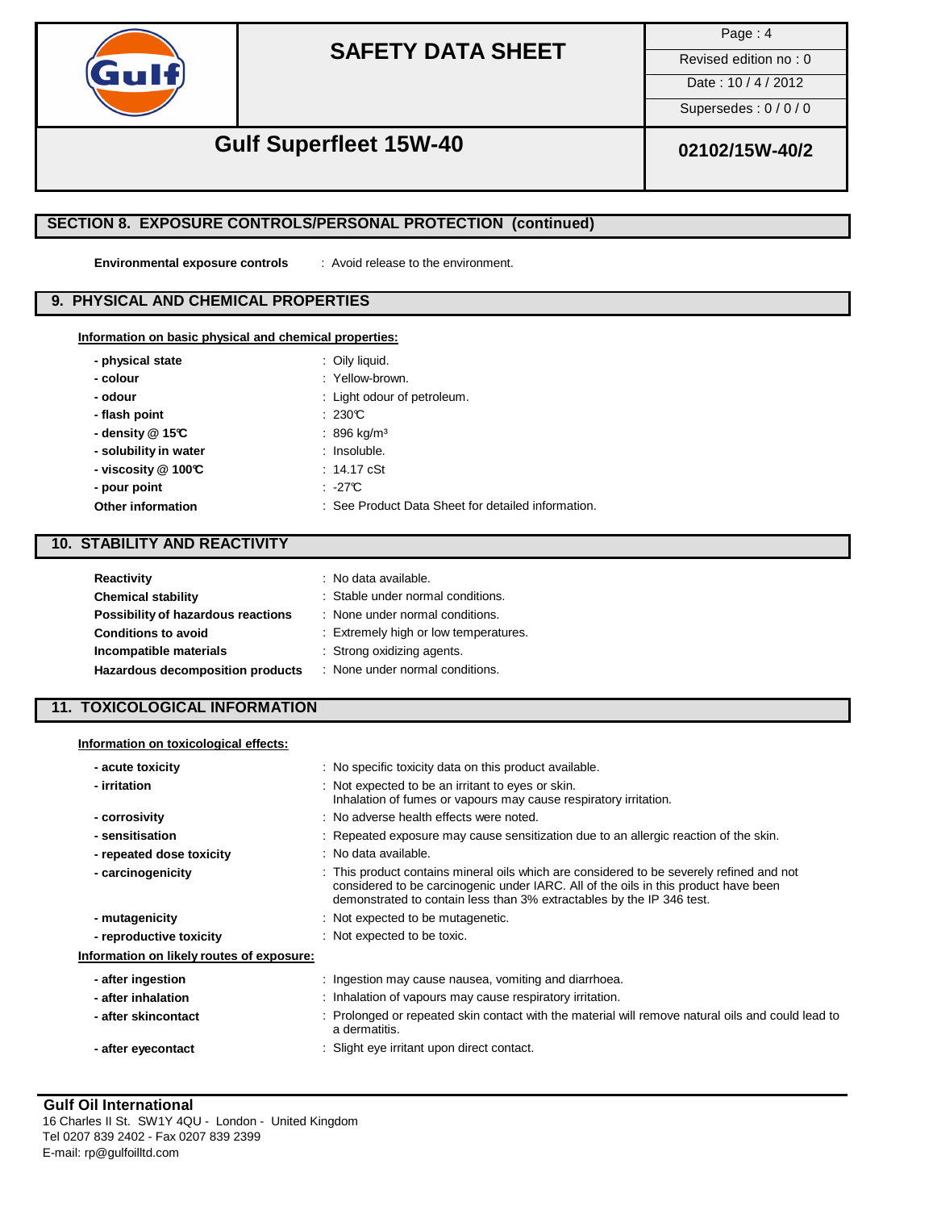## SECTION 8. EXPOSURE CONTROLS/PERSONAL PROTECTION (continued)

**Environmental exposure controls** : Avoid release to the environment.

## 9. PHYSICAL AND CHEMICAL PROPERTIES

**Information on basic physical and chemical properties:**

| | |
|---|---|
| **- physical state** | : Oily liquid. |
| **- colour** | : Yellow-brown. |
| **- odour** | : Light odour of petroleum. |
| **- flash point** | : 230℃ |
| **- density @ 15℃** | : 896 kg/m³ |
| **- solubility in water** | : Insoluble. |
| **- viscosity @ 100℃** | : 14.17 cSt |
| **- pour point** | : -27℃ |
| **Other information** | : See Product Data Sheet for detailed information. |

## 10. STABILITY AND REACTIVITY

| | |
|---|---|
| **Reactivity** | : No data available. |
| **Chemical stability** | : Stable under normal conditions. |
| **Possibility of hazardous reactions** | : None under normal conditions. |
| **Conditions to avoid** | : Extremely high or low temperatures. |
| **Incompatible materials** | : Strong oxidizing agents. |
| **Hazardous decomposition products** | : None under normal conditions. |

## 11. TOXICOLOGICAL INFORMATION

**Information on toxicological effects:**

| | |
|---|---|
| **- acute toxicity** | : No specific toxicity data on this product available. |
| **- irritation** | : Not expected to be an irritant to eyes or skin. Inhalation of fumes or vapours may cause respiratory irritation. |
| **- corrosivity** | : No adverse health effects were noted. |
| **- sensitisation** | : Repeated exposure may cause sensitization due to an allergic reaction of the skin. |
| **- repeated dose toxicity** | : No data available. |
| **- carcinogenicity** | : This product contains mineral oils which are considered to be severely refined and not considered to be carcinogenic under IARC. All of the oils in this product have been demonstrated to contain less than 3% extractables by the IP 346 test. |
| **- mutagenicity** | : Not expected to be mutagenetic. |
| **- reproductive toxicity** | : Not expected to be toxic. |

**Information on likely routes of exposure:**

| | |
|---|---|
| **- after ingestion** | : Ingestion may cause nausea, vomiting and diarrhoea. |
| **- after inhalation** | : Inhalation of vapours may cause respiratory irritation. |
| **- after skincontact** | : Prolonged or repeated skin contact with the material will remove natural oils and could lead to a dermatitis. |
| **- after eyecontact** | : Slight eye irritant upon direct contact. |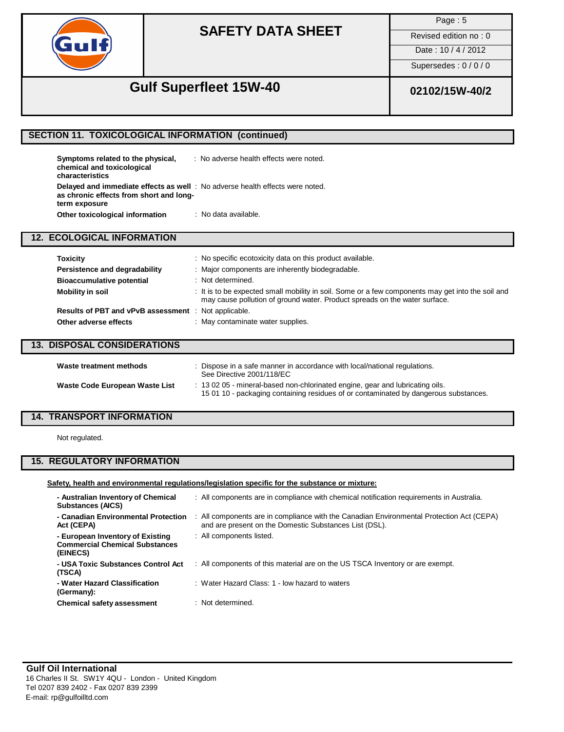## SECTION 11. TOXICOLOGICAL INFORMATION (continued)

| | |
|---|---|
| **Symptoms related to the physical, chemical and toxicological characteristics** | : No adverse health effects were noted. |
| **Delayed and immediate effects as well as chronic effects from short and long-term exposure** | : No adverse health effects were noted. |
| **Other toxicological information** | : No data available. |

## 12. ECOLOGICAL INFORMATION

| | |
|---|---|
| **Toxicity** | : No specific ecotoxicity data on this product available. |
| **Persistence and degradability** | : Major components are inherently biodegradable. |
| **Bioaccumulative potential** | : Not determined. |
| **Mobility in soil** | : It is to be expected small mobility in soil. Some or a few components may get into the soil and may cause pollution of ground water. Product spreads on the water surface. |
| **Results of PBT and vPvB assessment** | : Not applicable. |
| **Other adverse effects** | : May contaminate water supplies. |

## 13. DISPOSAL CONSIDERATIONS

| | |
|---|---|
| **Waste treatment methods** | : Dispose in a safe manner in accordance with local/national regulations. See Directive 2001/118/EC |
| **Waste Code European Waste List** | : 13 02 05 - mineral-based non-chlorinated engine, gear and lubricating oils. 15 01 10 - packaging containing residues of or contaminated by dangerous substances. |

## 14. TRANSPORT INFORMATION

Not regulated.

## 15. REGULATORY INFORMATION

**Safety, health and environmental regulations/legislation specific for the substance or mixture:**

| | |
|---|---|
| **- Australian Inventory of Chemical Substances (AICS)** | : All components are in compliance with chemical notification requirements in Australia. |
| **- Canadian Environmental Protection Act (CEPA)** | : All components are in compliance with the Canadian Environmental Protection Act (CEPA) and are present on the Domestic Substances List (DSL). |
| **- European Inventory of Existing Commercial Chemical Substances (EINECS)** | : All components listed. |
| **- USA Toxic Substances Control Act (TSCA)** | : All components of this material are on the US TSCA Inventory or are exempt. |
| **- Water Hazard Classification (Germany):** | : Water Hazard Class: 1 - low hazard to waters |
| **Chemical safety assessment** | : Not determined. |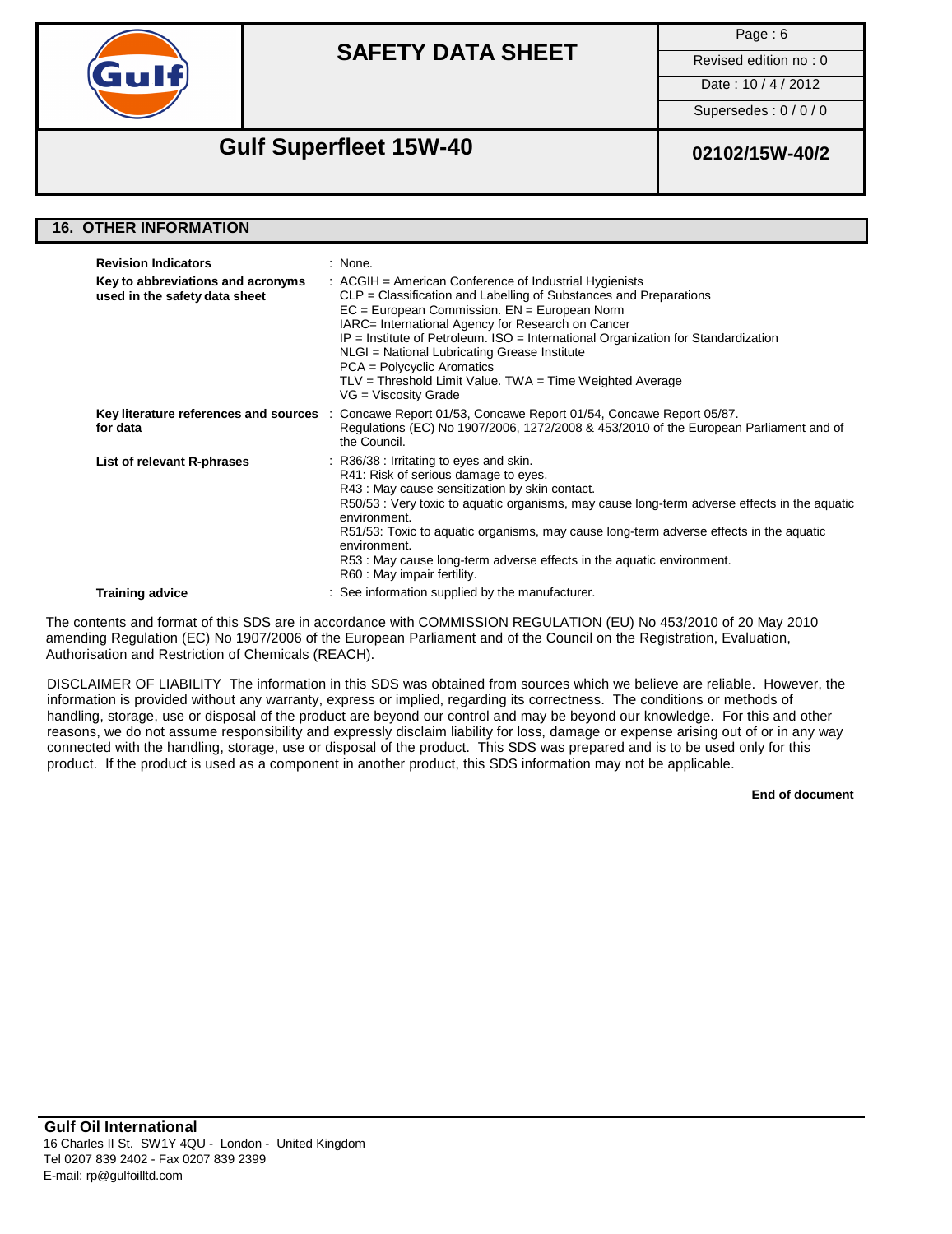## 16. OTHER INFORMATION

| | |
|---|---|
| **Revision Indicators** | : None. |
| **Key to abbreviations and acronyms used in the safety data sheet** | : ACGIH = American Conference of Industrial Hygienists<br>CLP = Classification and Labelling of Substances and Preparations<br>EC = European Commission. EN = European Norm<br>IARC= International Agency for Research on Cancer<br>IP = Institute of Petroleum. ISO = International Organization for Standardization<br>NLGI = National Lubricating Grease Institute<br>PCA = Polycyclic Aromatics<br>TLV = Threshold Limit Value. TWA = Time Weighted Average<br>VG = Viscosity Grade |
| **Key literature references and sources for data** | : Concawe Report 01/53, Concawe Report 01/54, Concawe Report 05/87.<br>Regulations (EC) No 1907/2006, 1272/2008 & 453/2010 of the European Parliament and of the Council. |
| **List of relevant R-phrases** | : R36/38 : Irritating to eyes and skin.<br>R41: Risk of serious damage to eyes.<br>R43 : May cause sensitization by skin contact.<br>R50/53 : Very toxic to aquatic organisms, may cause long-term adverse effects in the aquatic environment.<br>R51/53: Toxic to aquatic organisms, may cause long-term adverse effects in the aquatic environment.<br>R53 : May cause long-term adverse effects in the aquatic environment.<br>R60 : May impair fertility. |
| **Training advice** | : See information supplied by the manufacturer. |

The contents and format of this SDS are in accordance with COMMISSION REGULATION (EU) No 453/2010 of 20 May 2010 amending Regulation (EC) No 1907/2006 of the European Parliament and of the Council on the Registration, Evaluation, Authorisation and Restriction of Chemicals (REACH).

DISCLAIMER OF LIABILITY The information in this SDS was obtained from sources which we believe are reliable. However, the information is provided without any warranty, express or implied, regarding its correctness. The conditions or methods of handling, storage, use or disposal of the product are beyond our control and may be beyond our knowledge. For this and other reasons, we do not assume responsibility and expressly disclaim liability for loss, damage or expense arising out of or in any way connected with the handling, storage, use or disposal of the product. This SDS was prepared and is to be used only for this product. If the product is used as a component in another product, this SDS information may not be applicable.

**End of document**